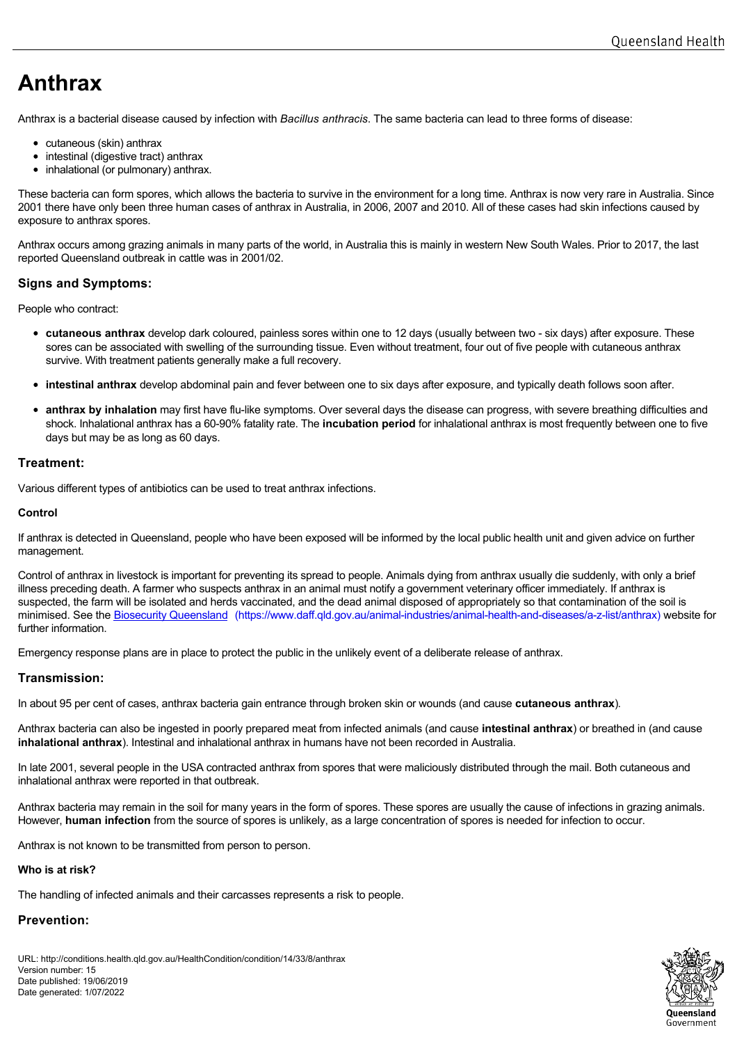# Anthrax

Anthrax is a bacterial disease caused by infection with *Bacillus anthracis*. The same bacteria can lead to three forms of disease:

- cutaneous (skin) anthrax
- intestinal (digestive tract) anthrax
- inhalational (or pulmonary) anthrax.

These bacteria can form spores, which allows the bacteria to survive in the environment for a long time. Anthrax is now very rare in Australia. Since 2001 there have only been three human cases of anthrax in Australia, in 2006, 2007 and 2010. All of these cases had skin infections caused by exposure to anthrax spores.

Anthrax occurs among grazing animals in many parts of the world, in Australia this is mainly in western New South Wales. Prior to 2017, the last reported Queensland outbreak in cattle was in 2001/02.

## Signs and Symptoms:

People who contract:

- **cutaneous anthrax** develop dark coloured, painless sores within one to 12 days (usually between two - six days) after exposure. These sores can be associated with swelling of the surrounding tissue. Even without treatment, four out of five people with cutaneous anthrax survive. With treatment patients generally make a full recovery.

- **intestinal anthrax** develop abdominal pain and fever between one to six days after exposure, and typically death follows soon after.

- **anthrax by inhalation** may first have flu-like symptoms. Over several days the disease can progress, with severe breathing difficulties and shock. Inhalational anthrax has a 60-90% fatality rate. The **incubation period** for inhalational anthrax is most frequently between one to five days but may be as long as 60 days.

## Treatment:

Various different types of antibiotics can be used to treat anthrax infections.

### Control

If anthrax is detected in Queensland, people who have been exposed will be informed by the local public health unit and given advice on further management.

Control of anthrax in livestock is important for preventing its spread to people. Animals dying from anthrax usually die suddenly, with only a brief illness preceding death. A farmer who suspects anthrax in an animal must notify a government veterinary officer immediately. If anthrax is suspected, the farm will be isolated and herds vaccinated, and the dead animal disposed of appropriately so that contamination of the soil is minimised. See the Biosecurity Queensland (https://www.daff.qld.gov.au/animal-industries/animal-health-and-diseases/a-z-list/anthrax) website for further information.

Emergency response plans are in place to protect the public in the unlikely event of a deliberate release of anthrax.

## Transmission:

In about 95 per cent of cases, anthrax bacteria gain entrance through broken skin or wounds (and cause **cutaneous anthrax**).

Anthrax bacteria can also be ingested in poorly prepared meat from infected animals (and cause **intestinal anthrax**) or breathed in (and cause **inhalational anthrax**). Intestinal and inhalational anthrax in humans have not been recorded in Australia.

In late 2001, several people in the USA contracted anthrax from spores that were maliciously distributed through the mail. Both cutaneous and inhalational anthrax were reported in that outbreak.

Anthrax bacteria may remain in the soil for many years in the form of spores. These spores are usually the cause of infections in grazing animals. However, **human infection** from the source of spores is unlikely, as a large concentration of spores is needed for infection to occur.

Anthrax is not known to be transmitted from person to person.

### Who is at risk?

The handling of infected animals and their carcasses represents a risk to people.

## Prevention: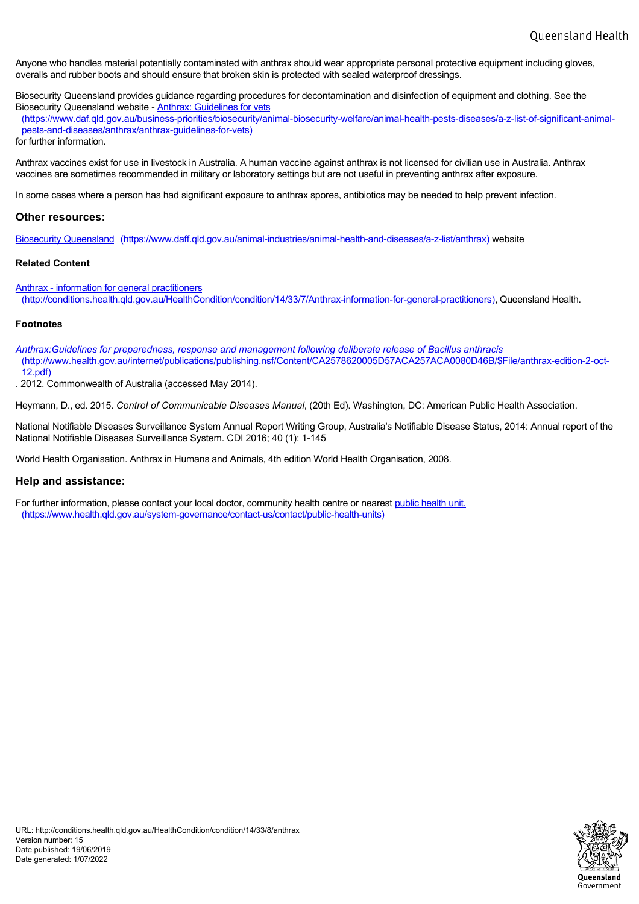Anyone who handles material potentially contaminated with anthrax should wear appropriate personal protective equipment including gloves, overalls and rubber boots and should ensure that broken skin is protected with sealed waterproof dressings.

Biosecurity Queensland provides guidance regarding procedures for decontamination and disinfection of equipment and clothing. See the Biosecurity Queensland website - [Anthrax: Guidelines for vets](https://www.daf.qld.gov.au/business-priorities/biosecurity/animal-biosecurity-welfare/animal-health-pests-diseases/a-z-list-of-significant-animal-pests-and-diseases/anthrax/anthrax-guidelines-for-vets) (https://www.daf.qld.gov.au/business-priorities/biosecurity/animal-biosecurity-welfare/animal-health-pests-diseases/a-z-list-of-significant-animal-pests-and-diseases/anthrax/anthrax-guidelines-for-vets) for further information.

Anthrax vaccines exist for use in livestock in Australia. A human vaccine against anthrax is not licensed for civilian use in Australia. Anthrax vaccines are sometimes recommended in military or laboratory settings but are not useful in preventing anthrax after exposure.

In some cases where a person has had significant exposure to anthrax spores, antibiotics may be needed to help prevent infection.

## Other resources:

[Biosecurity Queensland](https://www.daff.qld.gov.au/animal-industries/animal-health-and-diseases/a-z-list/anthrax) (https://www.daff.qld.gov.au/animal-industries/animal-health-and-diseases/a-z-list/anthrax) website

### Related Content

[Anthrax - information for general practitioners](http://conditions.health.qld.gov.au/HealthCondition/condition/14/33/7/Anthrax-information-for-general-practitioners) (http://conditions.health.qld.gov.au/HealthCondition/condition/14/33/7/Anthrax-information-for-general-practitioners), Queensland Health.

### Footnotes

*[Anthrax:Guidelines for preparedness, response and management following deliberate release of Bacillus anthracis](http://www.health.gov.au/internet/publications/publishing.nsf/Content/CA2578620005D57ACA257ACA0080D46B/$File/anthrax-edition-2-oct-12.pdf)* (http://www.health.gov.au/internet/publications/publishing.nsf/Content/CA2578620005D57ACA257ACA0080D46B/$File/anthrax-edition-2-oct-12.pdf)
. 2012. Commonwealth of Australia (accessed May 2014).

Heymann, D., ed. 2015. *Control of Communicable Diseases Manual*, (20th Ed). Washington, DC: American Public Health Association.

National Notifiable Diseases Surveillance System Annual Report Writing Group, Australia's Notifiable Disease Status, 2014: Annual report of the National Notifiable Diseases Surveillance System. CDI 2016; 40 (1): 1-145

World Health Organisation. Anthrax in Humans and Animals, 4th edition World Health Organisation, 2008.

## Help and assistance:

For further information, please contact your local doctor, community health centre or nearest [public health unit.](https://www.health.qld.gov.au/system-governance/contact-us/contact/public-health-units) (https://www.health.qld.gov.au/system-governance/contact-us/contact/public-health-units)

URL: http://conditions.health.qld.gov.au/HealthCondition/condition/14/33/8/anthrax
Version number: 15
Date published: 19/06/2019
Date generated: 1/07/2022